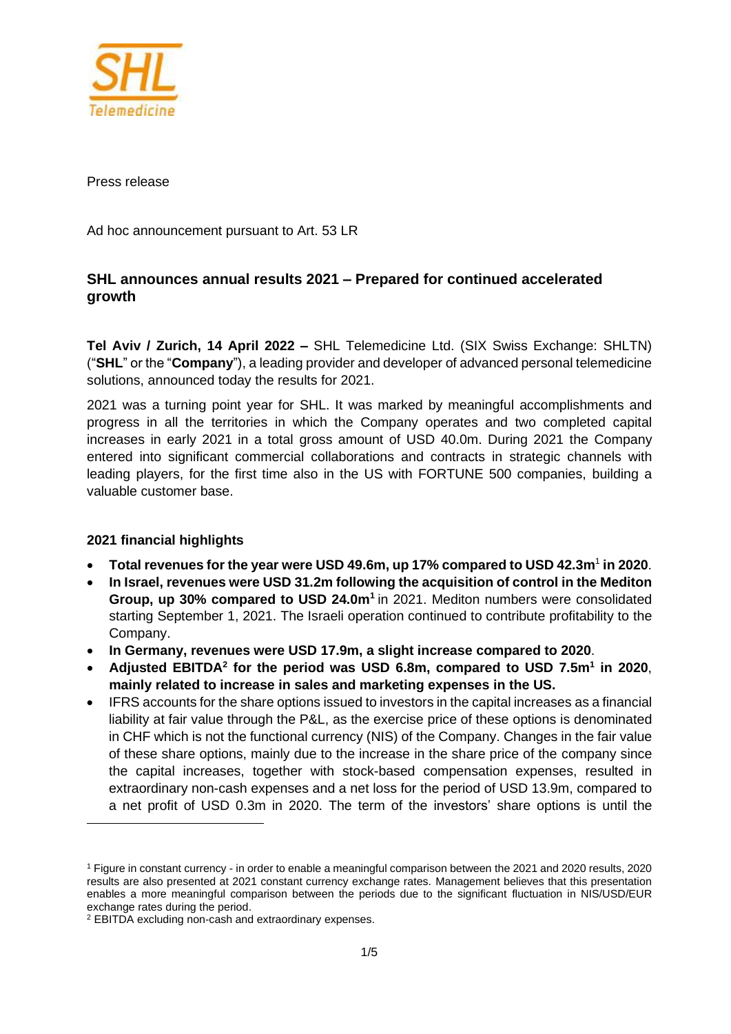Press release

Ad hoc announcement pursuant to Art. 53 LR

## SHL announces annual results 2021 – Prepared for continued accelerated growth

**Tel Aviv / Zurich, 14 April 2022 –** SHL Telemedicine Ltd. (SIX Swiss Exchange: SHLTN) ("**SHL**" or the "**Company**"), a leading provider and developer of advanced personal telemedicine solutions, announced today the results for 2021.

2021 was a turning point year for SHL. It was marked by meaningful accomplishments and progress in all the territories in which the Company operates and two completed capital increases in early 2021 in a total gross amount of USD 40.0m. During 2021 the Company entered into significant commercial collaborations and contracts in strategic channels with leading players, for the first time also in the US with FORTUNE 500 companies, building a valuable customer base.

### 2021 financial highlights

- **Total revenues for the year were USD 49.6m, up 17% compared to USD 42.3m[1] in 2020**.
- **In Israel, revenues were USD 31.2m following the acquisition of control in the Mediton Group, up 30% compared to USD 24.0m[1]** in 2021. Mediton numbers were consolidated starting September 1, 2021. The Israeli operation continued to contribute profitability to the Company.
- **In Germany, revenues were USD 17.9m, a slight increase compared to 2020**.
- **Adjusted EBITDA[2] for the period was USD 6.8m, compared to USD 7.5m[1] in 2020, mainly related to increase in sales and marketing expenses in the US.**
- IFRS accounts for the share options issued to investors in the capital increases as a financial liability at fair value through the P&L, as the exercise price of these options is denominated in CHF which is not the functional currency (NIS) of the Company. Changes in the fair value of these share options, mainly due to the increase in the share price of the company since the capital increases, together with stock-based compensation expenses, resulted in extraordinary non-cash expenses and a net loss for the period of USD 13.9m, compared to a net profit of USD 0.3m in 2020. The term of the investors' share options is until the

[1] Figure in constant currency - in order to enable a meaningful comparison between the 2021 and 2020 results, 2020 results are also presented at 2021 constant currency exchange rates. Management believes that this presentation enables a more meaningful comparison between the periods due to the significant fluctuation in NIS/USD/EUR exchange rates during the period.

[2] EBITDA excluding non-cash and extraordinary expenses.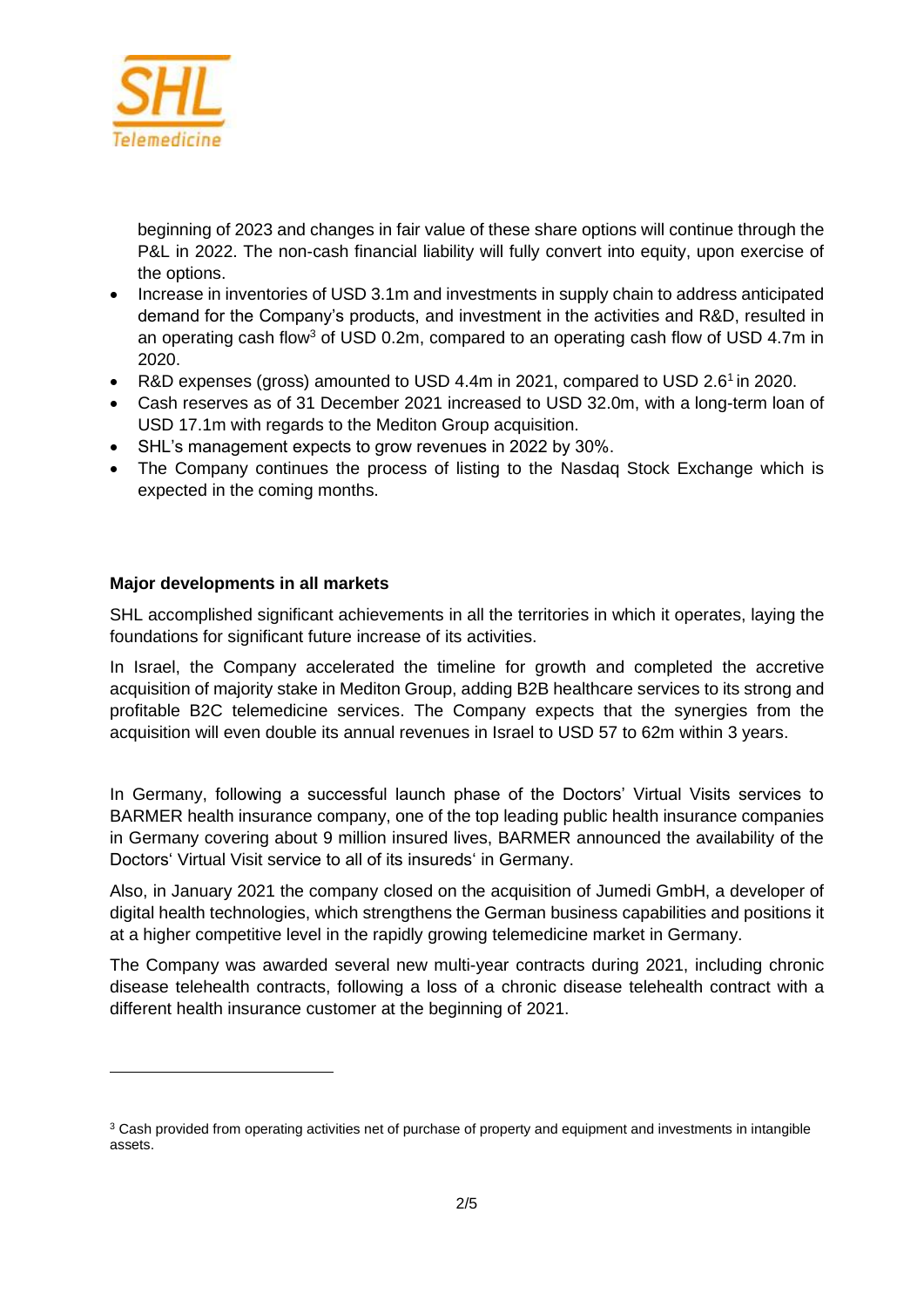beginning of 2023 and changes in fair value of these share options will continue through the P&L in 2022. The non-cash financial liability will fully convert into equity, upon exercise of the options.

- Increase in inventories of USD 3.1m and investments in supply chain to address anticipated demand for the Company's products, and investment in the activities and R&D, resulted in an operating cash flow[3] of USD 0.2m, compared to an operating cash flow of USD 4.7m in 2020.
- R&D expenses (gross) amounted to USD 4.4m in 2021, compared to USD 2.6[1] in 2020.
- Cash reserves as of 31 December 2021 increased to USD 32.0m, with a long-term loan of USD 17.1m with regards to the Mediton Group acquisition.
- SHL's management expects to grow revenues in 2022 by 30%.
- The Company continues the process of listing to the Nasdaq Stock Exchange which is expected in the coming months.

**Major developments in all markets**

SHL accomplished significant achievements in all the territories in which it operates, laying the foundations for significant future increase of its activities.

In Israel, the Company accelerated the timeline for growth and completed the accretive acquisition of majority stake in Mediton Group, adding B2B healthcare services to its strong and profitable B2C telemedicine services. The Company expects that the synergies from the acquisition will even double its annual revenues in Israel to USD 57 to 62m within 3 years.

In Germany, following a successful launch phase of the Doctors' Virtual Visits services to BARMER health insurance company, one of the top leading public health insurance companies in Germany covering about 9 million insured lives, BARMER announced the availability of the Doctors' Virtual Visit service to all of its insureds' in Germany.

Also, in January 2021 the company closed on the acquisition of Jumedi GmbH, a developer of digital health technologies, which strengthens the German business capabilities and positions it at a higher competitive level in the rapidly growing telemedicine market in Germany.

The Company was awarded several new multi-year contracts during 2021, including chronic disease telehealth contracts, following a loss of a chronic disease telehealth contract with a different health insurance customer at the beginning of 2021.

[3] Cash provided from operating activities net of purchase of property and equipment and investments in intangible assets.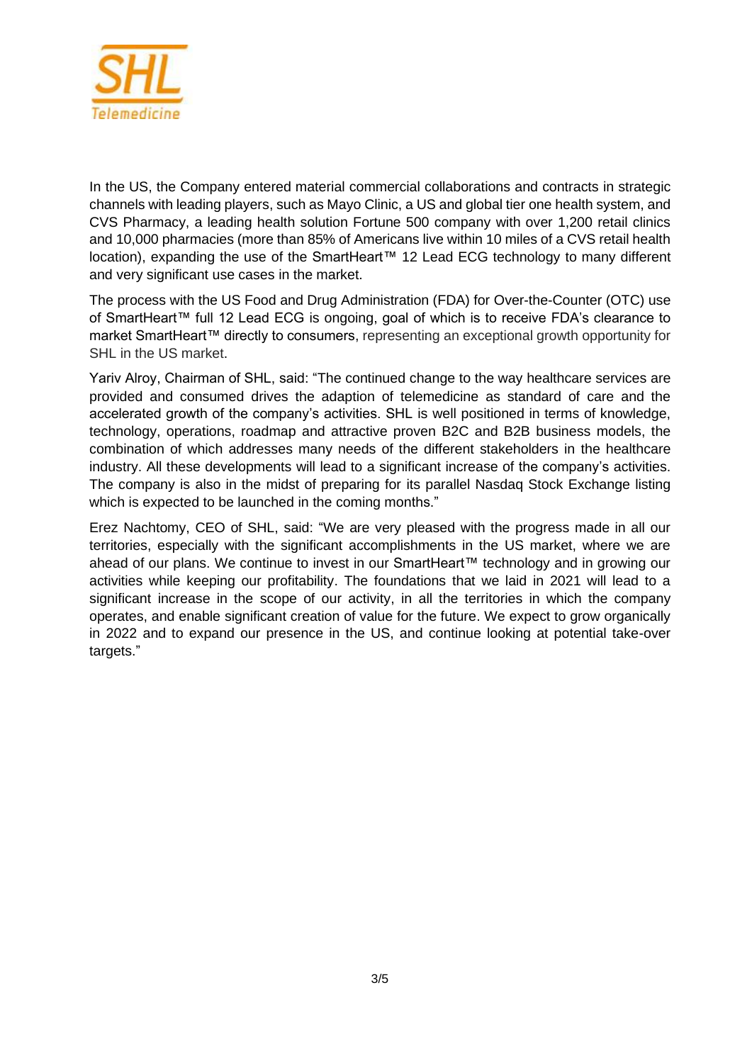In the US, the Company entered material commercial collaborations and contracts in strategic channels with leading players, such as Mayo Clinic, a US and global tier one health system, and CVS Pharmacy, a leading health solution Fortune 500 company with over 1,200 retail clinics and 10,000 pharmacies (more than 85% of Americans live within 10 miles of a CVS retail health location), expanding the use of the SmartHeart™ 12 Lead ECG technology to many different and very significant use cases in the market.

The process with the US Food and Drug Administration (FDA) for Over-the-Counter (OTC) use of SmartHeart™ full 12 Lead ECG is ongoing, goal of which is to receive FDA's clearance to market SmartHeart™ directly to consumers, representing an exceptional growth opportunity for SHL in the US market.

Yariv Alroy, Chairman of SHL, said: "The continued change to the way healthcare services are provided and consumed drives the adaption of telemedicine as standard of care and the accelerated growth of the company's activities. SHL is well positioned in terms of knowledge, technology, operations, roadmap and attractive proven B2C and B2B business models, the combination of which addresses many needs of the different stakeholders in the healthcare industry. All these developments will lead to a significant increase of the company's activities. The company is also in the midst of preparing for its parallel Nasdaq Stock Exchange listing which is expected to be launched in the coming months."

Erez Nachtomy, CEO of SHL, said: "We are very pleased with the progress made in all our territories, especially with the significant accomplishments in the US market, where we are ahead of our plans. We continue to invest in our SmartHeart™ technology and in growing our activities while keeping our profitability. The foundations that we laid in 2021 will lead to a significant increase in the scope of our activity, in all the territories in which the company operates, and enable significant creation of value for the future. We expect to grow organically in 2022 and to expand our presence in the US, and continue looking at potential take-over targets."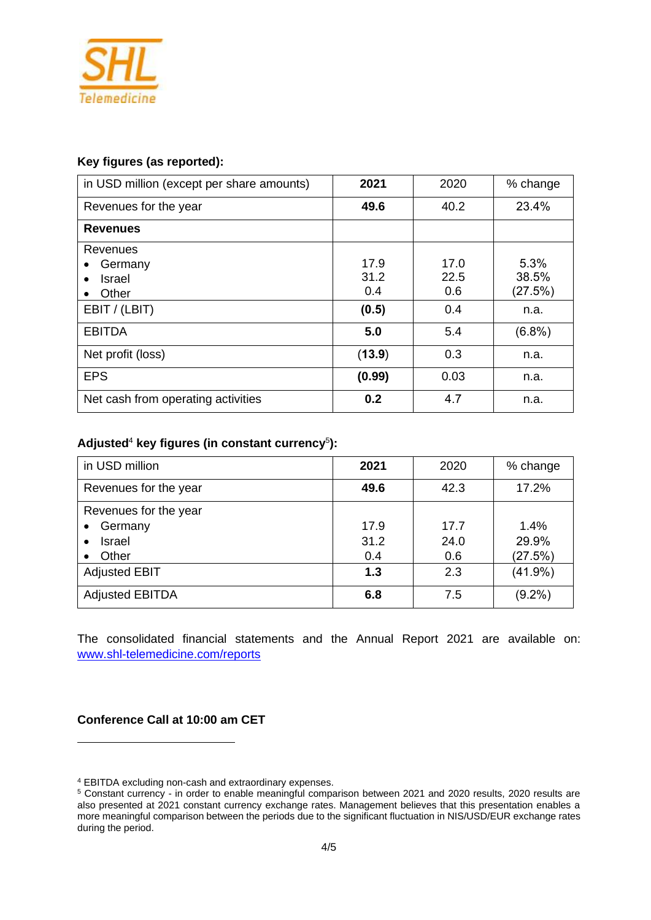SHL Telemedicine

**Key figures (as reported):**

| in USD million (except per share amounts) | **2021** | 2020 | % change |
|---|---|---|---|
| Revenues for the year | **49.6** | 40.2 | 23.4% |
| **Revenues** | | | |
| Revenues<br>• Germany<br>• Israel<br>• Other | <br>17.9<br>31.2<br>0.4 | <br>17.0<br>22.5<br>0.6 | <br>5.3%<br>38.5%<br>(27.5%) |
| EBIT / (LBIT) | **(0.5)** | 0.4 | n.a. |
| EBITDA | **5.0** | 5.4 | (6.8%) |
| Net profit (loss) | (**13.9**) | 0.3 | n.a. |
| EPS | **(0.99)** | 0.03 | n.a. |
| Net cash from operating activities | **0.2** | 4.7 | n.a. |

**Adjusted[4] key figures (in constant currency[5]):**

| in USD million | **2021** | 2020 | % change |
|---|---|---|---|
| Revenues for the year | **49.6** | 42.3 | 17.2% |
| Revenues for the year<br>• Germany<br>• Israel<br>• Other | <br>17.9<br>31.2<br>0.4 | <br>17.7<br>24.0<br>0.6 | <br>1.4%<br>29.9%<br>(27.5%) |
| Adjusted EBIT | **1.3** | 2.3 | (41.9%) |
| Adjusted EBITDA | **6.8** | 7.5 | (9.2%) |

The consolidated financial statements and the Annual Report 2021 are available on: www.shl-telemedicine.com/reports

**Conference Call at 10:00 am CET**

---

[4] EBITDA excluding non-cash and extraordinary expenses.

[5] Constant currency - in order to enable meaningful comparison between 2021 and 2020 results, 2020 results are also presented at 2021 constant currency exchange rates. Management believes that this presentation enables a more meaningful comparison between the periods due to the significant fluctuation in NIS/USD/EUR exchange rates during the period.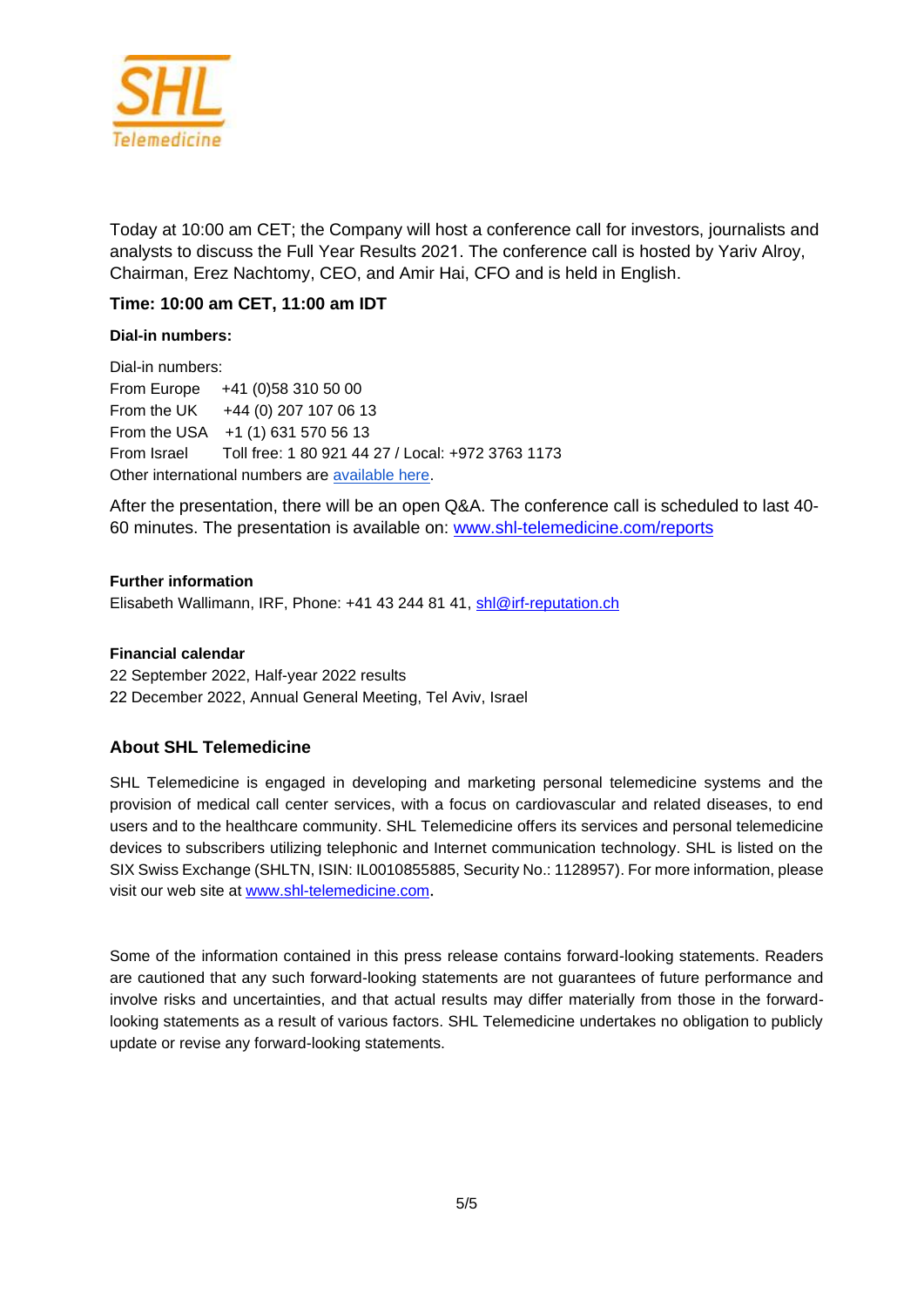Today at 10:00 am CET; the Company will host a conference call for investors, journalists and analysts to discuss the Full Year Results 2021. The conference call is hosted by Yariv Alroy, Chairman, Erez Nachtomy, CEO, and Amir Hai, CFO and is held in English.

**Time: 10:00 am CET, 11:00 am IDT**

**Dial-in numbers:**

Dial-in numbers:
From Europe +41 (0)58 310 50 00
From the UK +44 (0) 207 107 06 13
From the USA +1 (1) 631 570 56 13
From Israel Toll free: 1 80 921 44 27 / Local: +972 3763 1173
Other international numbers are available here.

After the presentation, there will be an open Q&A. The conference call is scheduled to last 40-60 minutes. The presentation is available on: www.shl-telemedicine.com/reports

**Further information**
Elisabeth Wallimann, IRF, Phone: +41 43 244 81 41, shl@irf-reputation.ch

**Financial calendar**
22 September 2022, Half-year 2022 results
22 December 2022, Annual General Meeting, Tel Aviv, Israel

## About SHL Telemedicine

SHL Telemedicine is engaged in developing and marketing personal telemedicine systems and the provision of medical call center services, with a focus on cardiovascular and related diseases, to end users and to the healthcare community. SHL Telemedicine offers its services and personal telemedicine devices to subscribers utilizing telephonic and Internet communication technology. SHL is listed on the SIX Swiss Exchange (SHLTN, ISIN: IL0010855885, Security No.: 1128957). For more information, please visit our web site at www.shl-telemedicine.com.

Some of the information contained in this press release contains forward-looking statements. Readers are cautioned that any such forward-looking statements are not guarantees of future performance and involve risks and uncertainties, and that actual results may differ materially from those in the forward-looking statements as a result of various factors. SHL Telemedicine undertakes no obligation to publicly update or revise any forward-looking statements.